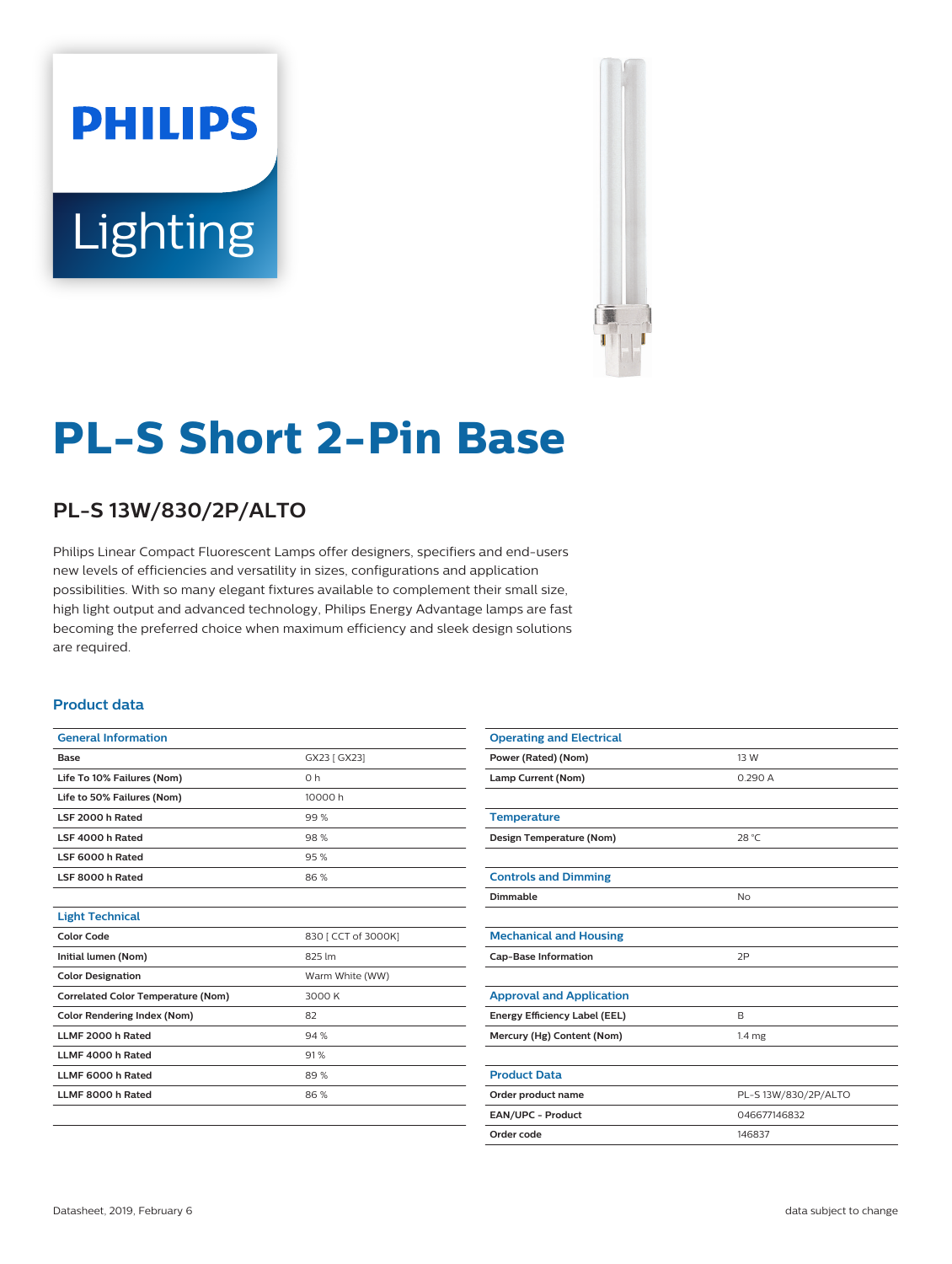# PL-S Short 2-Pin Base

## PL-S 13W/830/2P/ALTO

Philips Linear Compact Fluorescent Lamps offer designers, specifiers and end-users new levels of efficiencies and versatility in sizes, configurations and application possibilities. With so many elegant fixtures available to complement their small size, high light output and advanced technology, Philips Energy Advantage lamps are fast becoming the preferred choice when maximum efficiency and sleek design solutions are required.

### Product data

| General Information | |
|---|---|
| Base | GX23 [ GX23] |
| Life To 10% Failures (Nom) | 0 h |
| Life to 50% Failures (Nom) | 10000 h |
| LSF 2000 h Rated | 99 % |
| LSF 4000 h Rated | 98 % |
| LSF 6000 h Rated | 95 % |
| LSF 8000 h Rated | 86 % |

| Light Technical | |
|---|---|
| Color Code | 830 [ CCT of 3000K] |
| Initial lumen (Nom) | 825 lm |
| Color Designation | Warm White (WW) |
| Correlated Color Temperature (Nom) | 3000 K |
| Color Rendering Index (Nom) | 82 |
| LLMF 2000 h Rated | 94 % |
| LLMF 4000 h Rated | 91 % |
| LLMF 6000 h Rated | 89 % |
| LLMF 8000 h Rated | 86 % |

| Operating and Electrical | |
|---|---|
| Power (Rated) (Nom) | 13 W |
| Lamp Current (Nom) | 0.290 A |

| Temperature | |
|---|---|
| Design Temperature (Nom) | 28 °C |

| Controls and Dimming | |
|---|---|
| Dimmable | No |

| Mechanical and Housing | |
|---|---|
| Cap-Base Information | 2P |

| Approval and Application | |
|---|---|
| Energy Efficiency Label (EEL) | B |
| Mercury (Hg) Content (Nom) | 1.4 mg |

| Product Data | |
|---|---|
| Order product name | PL-S 13W/830/2P/ALTO |
| EAN/UPC - Product | 046677146832 |
| Order code | 146837 |

Datasheet, 2019, February 6

data subject to change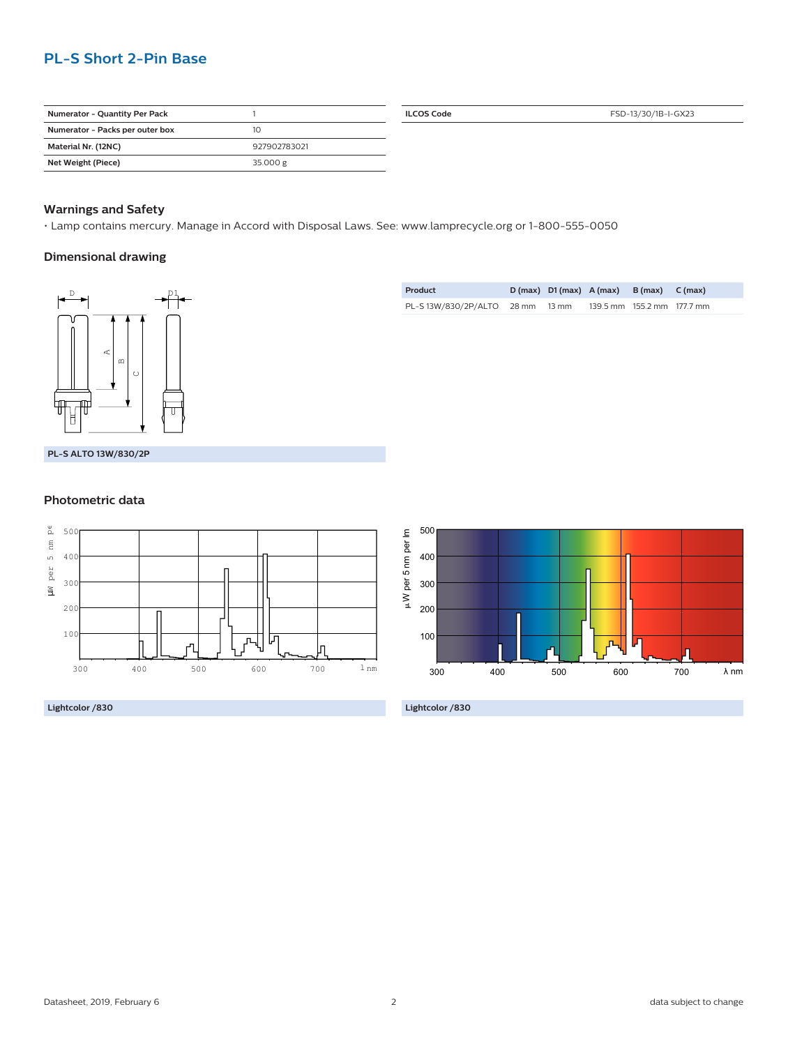## PL-S Short 2-Pin Base

| Numerator - Quantity Per Pack | 1 |
|---|---|
| Numerator - Packs per outer box | 10 |
| Material Nr. (12NC) | 927902783021 |
| Net Weight (Piece) | 35.000 g |

| ILCOS Code | FSD-13/30/1B-I-GX23 |
|---|---|

### Warnings and Safety

- Lamp contains mercury. Manage in Accord with Disposal Laws. See: www.lamprecycle.org or 1-800-555-0050

### Dimensional drawing

| Product | D (max) | D1 (max) | A (max) | B (max) | C (max) |
|---|---|---|---|---|---|
| PL-S 13W/830/2P/ALTO | 28 mm | 13 mm | 139.5 mm | 155.2 mm | 177.7 mm |

PL-S ALTO 13W/830/2P

### Photometric data

Lightcolor /830

Lightcolor /830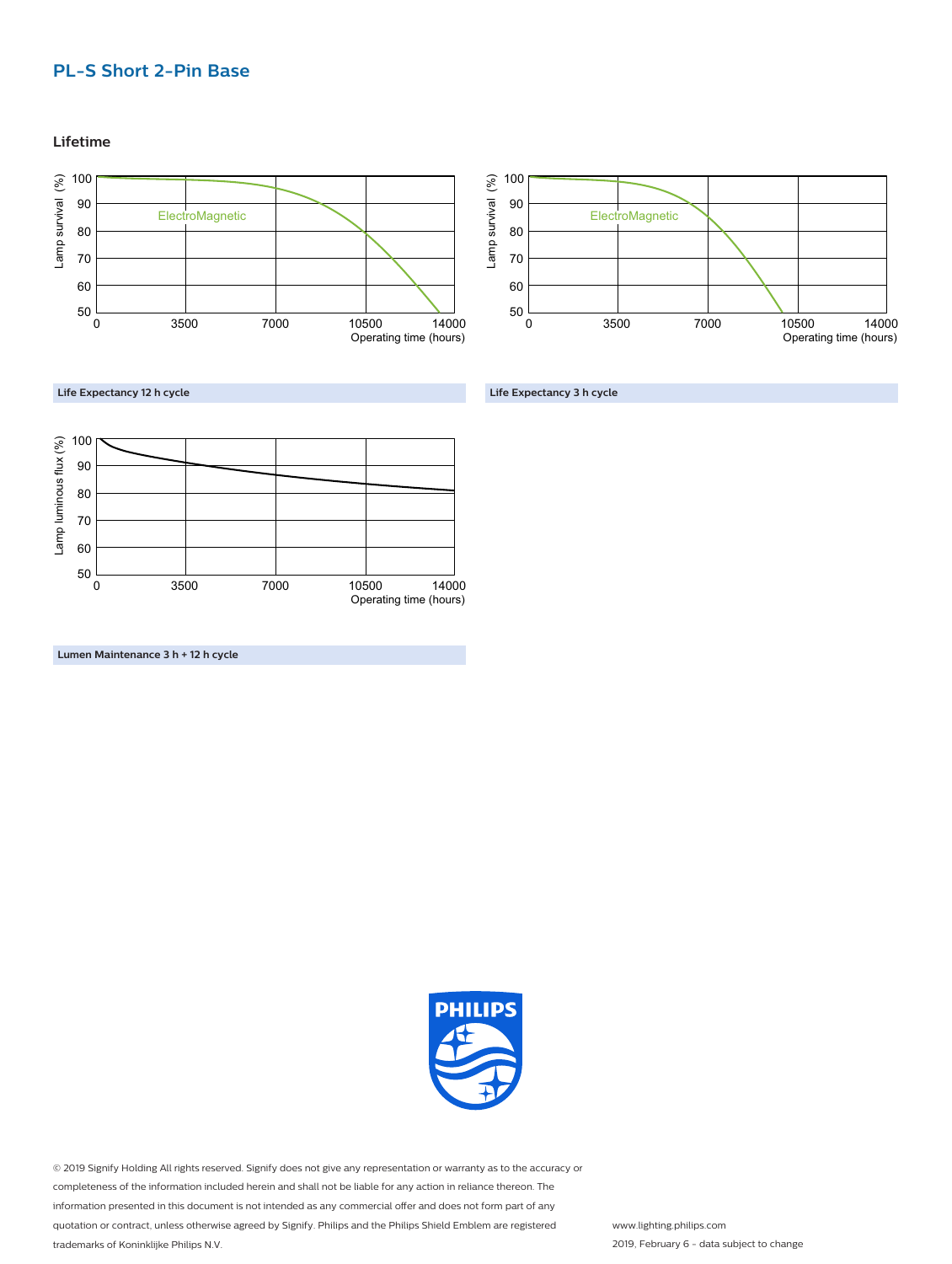## PL-S Short 2-Pin Base

### Lifetime

Lamp survival (%)
100
90
80
70
60
50
0 3500 7000 10500 14000
Operating time (hours)
ElectroMagnetic

**Life Expectancy 12 h cycle**

Lamp survival (%)
100
90
80
70
60
50
0 3500 7000 10500 14000
Operating time (hours)
ElectroMagnetic

**Life Expectancy 3 h cycle**

Lamp luminous flux (%)
100
90
80
70
60
50
0 3500 7000 10500 14000
Operating time (hours)

**Lumen Maintenance 3 h + 12 h cycle**

© 2019 Signify Holding All rights reserved. Signify does not give any representation or warranty as to the accuracy or completeness of the information included herein and shall not be liable for any action in reliance thereon. The information presented in this document is not intended as any commercial offer and does not form part of any quotation or contract, unless otherwise agreed by Signify. Philips and the Philips Shield Emblem are registered trademarks of Koninklijke Philips N.V.

www.lighting.philips.com

2019, February 6 - data subject to change